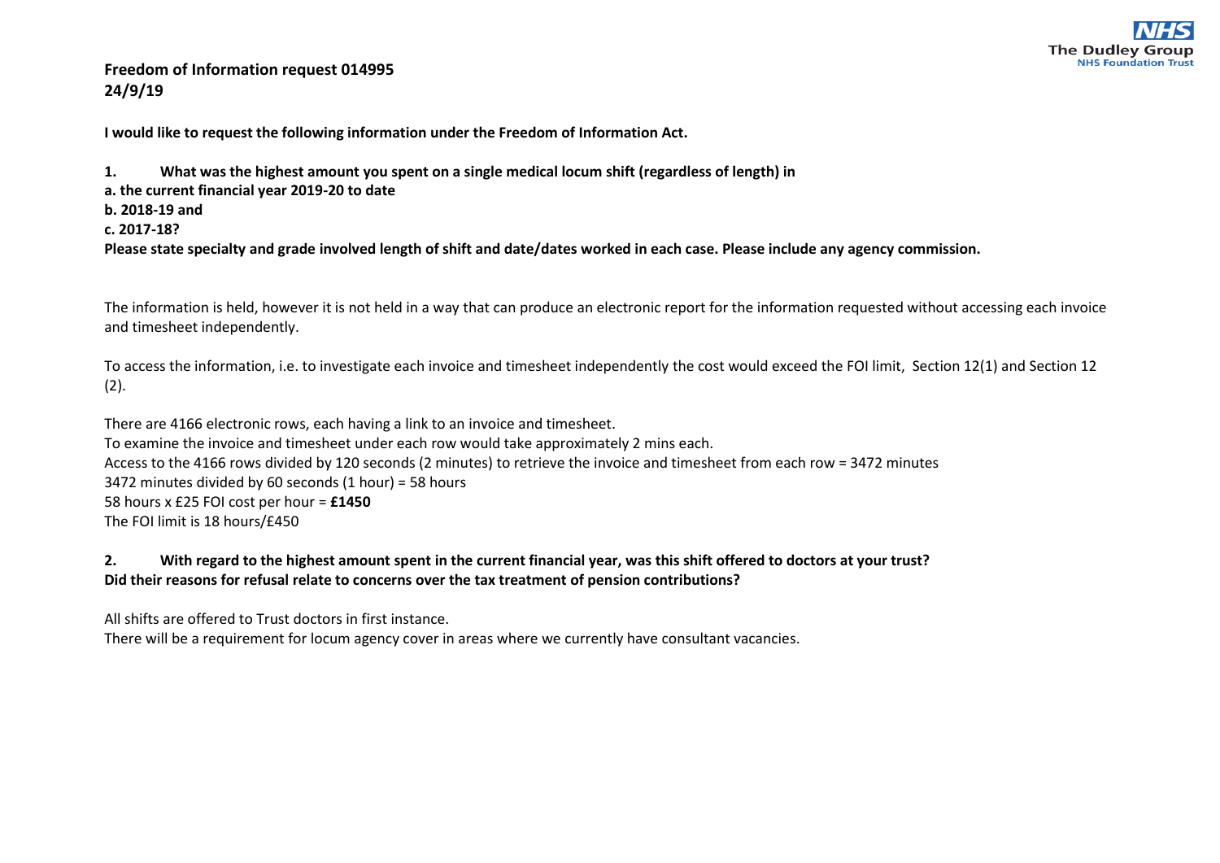**Freedom of Information request 014995**
**24/9/19**

**I would like to request the following information under the Freedom of Information Act.**

**1. What was the highest amount you spent on a single medical locum shift (regardless of length) in**
**a. the current financial year 2019-20 to date**
**b. 2018-19 and**
**c. 2017-18?**
**Please state specialty and grade involved length of shift and date/dates worked in each case. Please include any agency commission.**

The information is held, however it is not held in a way that can produce an electronic report for the information requested without accessing each invoice and timesheet independently.

To access the information, i.e. to investigate each invoice and timesheet independently the cost would exceed the FOI limit, Section 12(1) and Section 12 (2).

There are 4166 electronic rows, each having a link to an invoice and timesheet.
To examine the invoice and timesheet under each row would take approximately 2 mins each.
Access to the 4166 rows divided by 120 seconds (2 minutes) to retrieve the invoice and timesheet from each row = 3472 minutes
3472 minutes divided by 60 seconds (1 hour) = 58 hours
58 hours x £25 FOI cost per hour = **£1450**
The FOI limit is 18 hours/£450

**2. With regard to the highest amount spent in the current financial year, was this shift offered to doctors at your trust? Did their reasons for refusal relate to concerns over the tax treatment of pension contributions?**

All shifts are offered to Trust doctors in first instance.
There will be a requirement for locum agency cover in areas where we currently have consultant vacancies.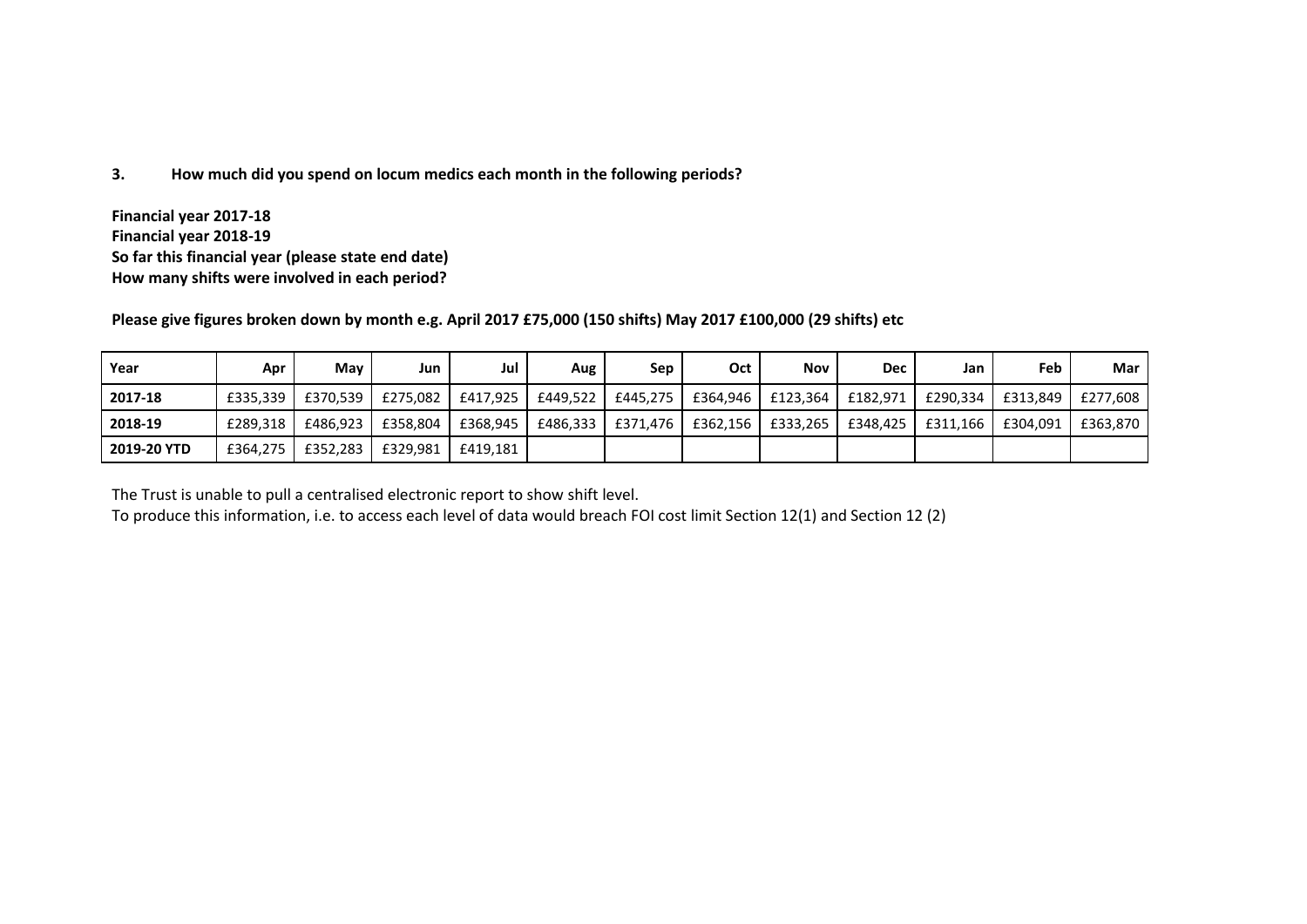**3. How much did you spend on locum medics each month in the following periods?**

**Financial year 2017-18**
**Financial year 2018-19**
**So far this financial year (please state end date)**
**How many shifts were involved in each period?**

**Please give figures broken down by month e.g. April 2017 £75,000 (150 shifts) May 2017 £100,000 (29 shifts) etc**

| Year | Apr | May | Jun | Jul | Aug | Sep | Oct | Nov | Dec | Jan | Feb | Mar |
|---|---|---|---|---|---|---|---|---|---|---|---|---|
| **2017-18** | £335,339 | £370,539 | £275,082 | £417,925 | £449,522 | £445,275 | £364,946 | £123,364 | £182,971 | £290,334 | £313,849 | £277,608 |
| **2018-19** | £289,318 | £486,923 | £358,804 | £368,945 | £486,333 | £371,476 | £362,156 | £333,265 | £348,425 | £311,166 | £304,091 | £363,870 |
| **2019-20 YTD** | £364,275 | £352,283 | £329,981 | £419,181 | | | | | | | | |

The Trust is unable to pull a centralised electronic report to show shift level.
To produce this information, i.e. to access each level of data would breach FOI cost limit Section 12(1) and Section 12 (2)